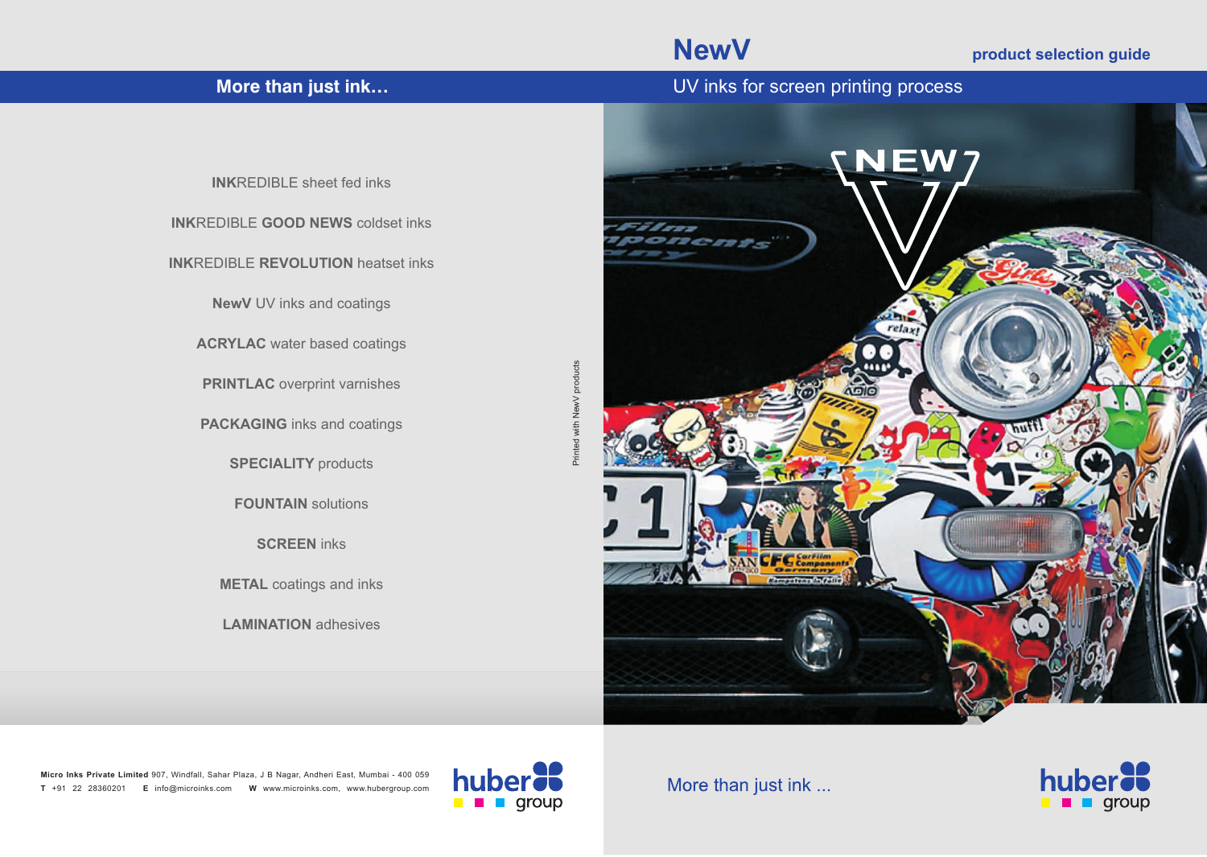## More than just ink…

**INK**REDIBLE sheet fed inks

**INK**REDIBLE **GOOD NEWS** coldset inks

**INK**REDIBLE **REVOLUTION** heatset inks

**NewV** UV inks and coatings

**ACRYLAC** water based coatings

**PRINTLAC** overprint varnishes

**PACKAGING** inks and coatings

**SPECIALITY** products

**FOUNTAIN** solutions

**SCREEN** inks

**METAL** coatings and inks

**LAMINATION** adhesives

Printed with NewV products

**Micro Inks Private Limited** 907, Windfall, Sahar Plaza, J B Nagar, Andheri East, Mumbai - 400 059
**T** +91 22 28360201 **E** info@microinks.com **W** www.microinks.com, www.hubergroup.com

huber group

# NewV

**product selection guide**

## UV inks for screen printing process

NEW V

More than just ink ...

huber group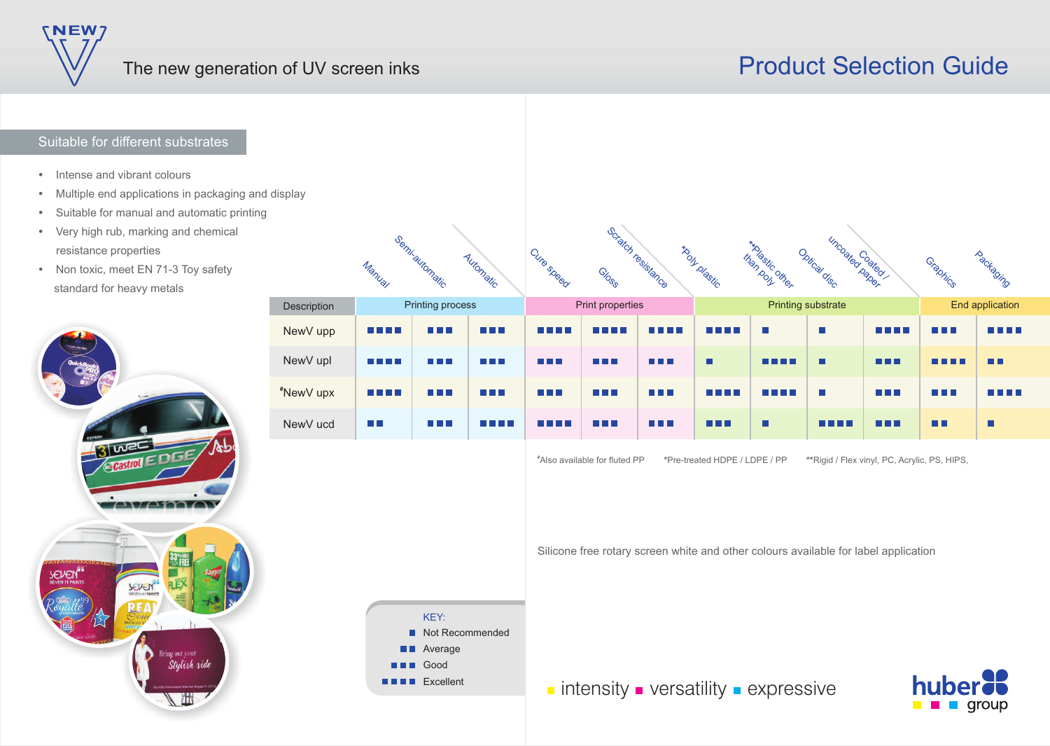# The new generation of UV screen inks

## Product Selection Guide

### Suitable for different substrates

- Intense and vibrant colours
- Multiple end applications in packaging and display
- Suitable for manual and automatic printing
- Very high rub, marking and chemical resistance properties
- Non toxic, meet EN 71-3 Toy safety standard for heavy metals

| Description | Printing process | | | Print properties | | | Printing substrate | | | | End application | |
|---|---|---|---|---|---|---|---|---|---|---|---|---|
| | Manual | Semi-automatic | Automatic | Cure speed | Gloss | Scratch resistance | *Poly plastic | **Plastic other than poly | Optical disc | Coated / uncoated paper | Graphics | Packaging |
| NewV upp | ■■■■ | ■■■ | ■■■ | ■■■■ | ■■■■ | ■■■■ | ■■■■ | ■ | ■ | ■■■■ | ■■■ | ■■■■ |
| NewV upl | ■■■■ | ■■■ | ■■■ | ■■■ | ■■■ | ■■■ | ■ | ■■■■ | ■ | ■■■ | ■■■■ | ■■ |
| #NewV upx | ■■■■ | ■■■ | ■■■ | ■■■ | ■■■ | ■■■ | ■■■■ | ■■■■ | ■ | ■■■ | ■■■ | ■■■■ |
| NewV ucd | ■■ | ■■■ | ■■■■ | ■■■■ | ■■■ | ■■■ | ■■■ | ■ | ■■■■ | ■■■ | ■■ | ■ |

#Also available for fluted PP *Pre-treated HDPE / LDPE / PP **Rigid / Flex vinyl, PC, Acrylic, PS, HIPS,

Silicone free rotary screen white and other colours available for label application

KEY:
- ■ Not Recommended
- ■■ Average
- ■■■ Good
- ■■■■ Excellent

intensity ■ versatility ■ expressive

huber group